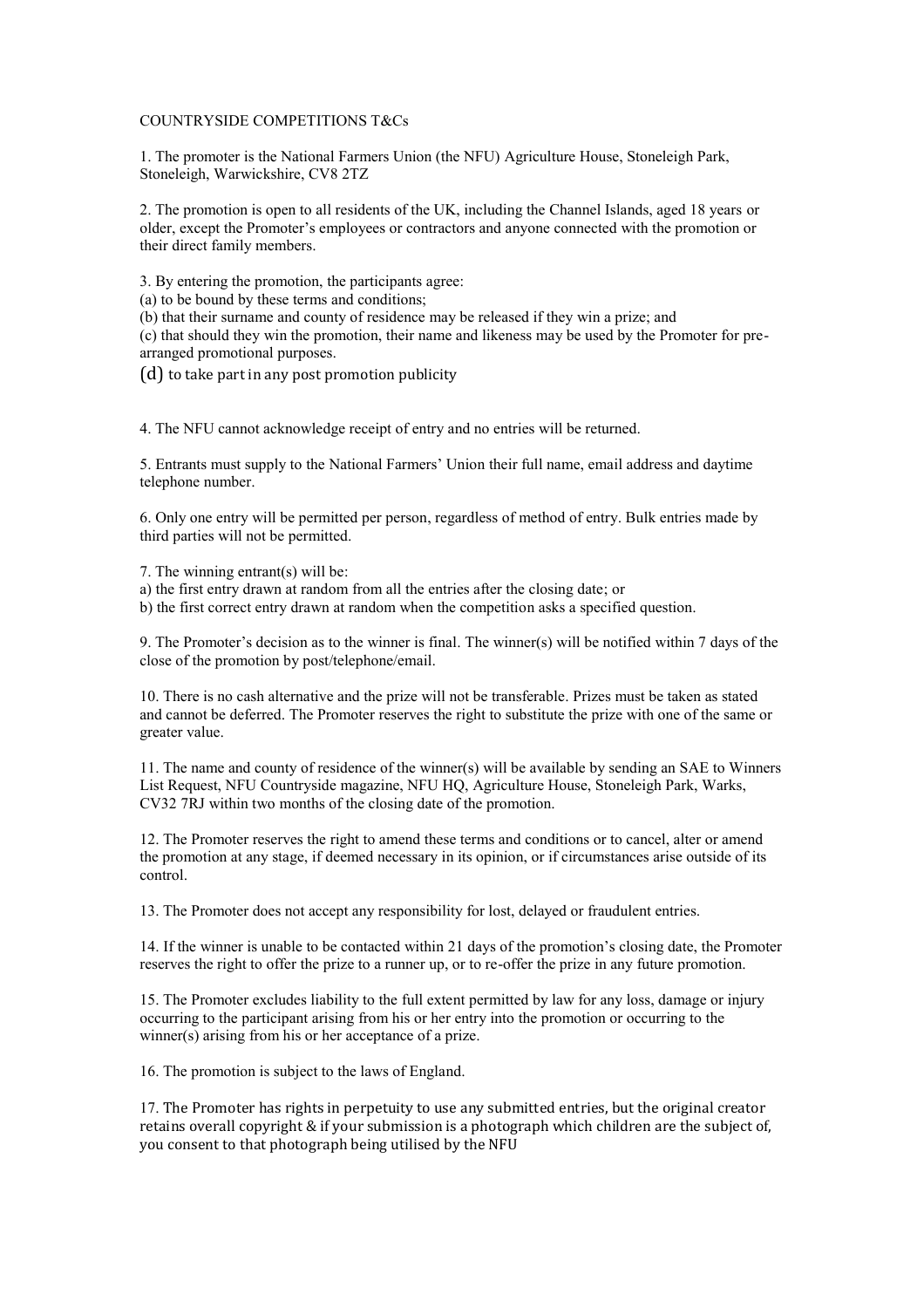COUNTRYSIDE COMPETITIONS T&Cs

1. The promoter is the National Farmers Union (the NFU) Agriculture House, Stoneleigh Park, Stoneleigh, Warwickshire, CV8 2TZ

2. The promotion is open to all residents of the UK, including the Channel Islands, aged 18 years or older, except the Promoter's employees or contractors and anyone connected with the promotion or their direct family members.

3. By entering the promotion, the participants agree:
(a) to be bound by these terms and conditions;
(b) that their surname and county of residence may be released if they win a prize; and
(c) that should they win the promotion, their name and likeness may be used by the Promoter for pre-arranged promotional purposes.
(d) to take part in any post promotion publicity

4. The NFU cannot acknowledge receipt of entry and no entries will be returned.

5. Entrants must supply to the National Farmers' Union their full name, email address and daytime telephone number.

6. Only one entry will be permitted per person, regardless of method of entry. Bulk entries made by third parties will not be permitted.

7. The winning entrant(s) will be:
a) the first entry drawn at random from all the entries after the closing date; or
b) the first correct entry drawn at random when the competition asks a specified question.

9. The Promoter's decision as to the winner is final. The winner(s) will be notified within 7 days of the close of the promotion by post/telephone/email.

10. There is no cash alternative and the prize will not be transferable. Prizes must be taken as stated and cannot be deferred. The Promoter reserves the right to substitute the prize with one of the same or greater value.

11. The name and county of residence of the winner(s) will be available by sending an SAE to Winners List Request, NFU Countryside magazine, NFU HQ, Agriculture House, Stoneleigh Park, Warks, CV32 7RJ within two months of the closing date of the promotion.

12. The Promoter reserves the right to amend these terms and conditions or to cancel, alter or amend the promotion at any stage, if deemed necessary in its opinion, or if circumstances arise outside of its control.

13. The Promoter does not accept any responsibility for lost, delayed or fraudulent entries.

14. If the winner is unable to be contacted within 21 days of the promotion's closing date, the Promoter reserves the right to offer the prize to a runner up, or to re-offer the prize in any future promotion.

15. The Promoter excludes liability to the full extent permitted by law for any loss, damage or injury occurring to the participant arising from his or her entry into the promotion or occurring to the winner(s) arising from his or her acceptance of a prize.

16. The promotion is subject to the laws of England.

17. The Promoter has rights in perpetuity to use any submitted entries, but the original creator retains overall copyright & if your submission is a photograph which children are the subject of, you consent to that photograph being utilised by the NFU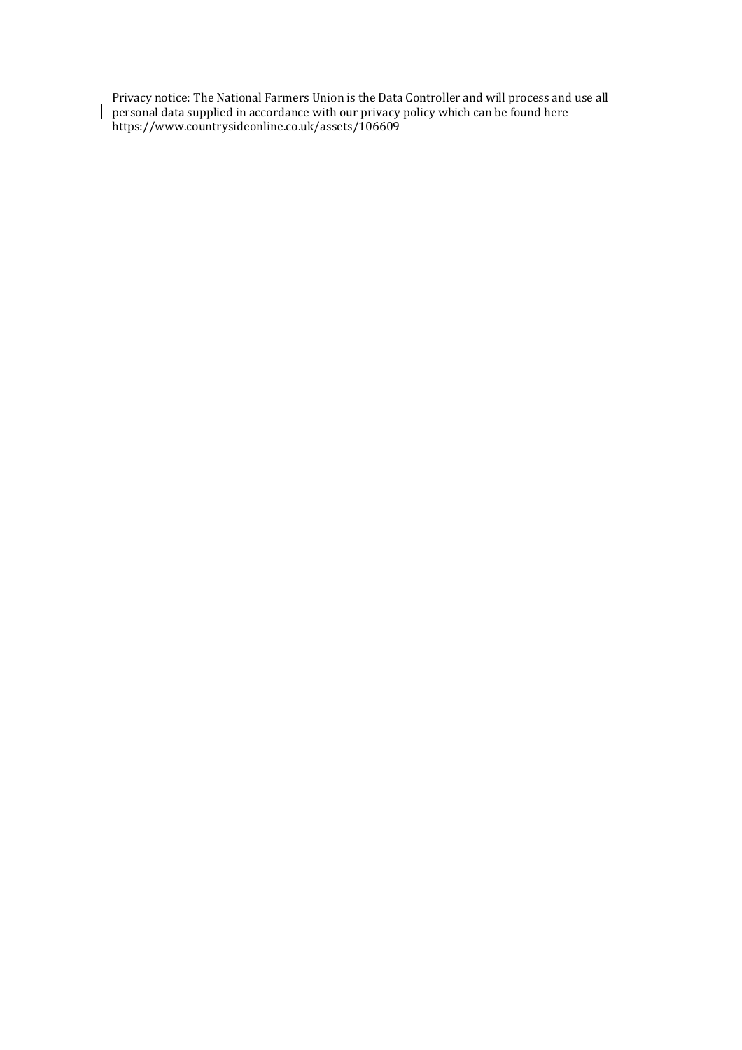Privacy notice: The National Farmers Union is the Data Controller and will process and use all personal data supplied in accordance with our privacy policy which can be found here https://www.countrysideonline.co.uk/assets/106609